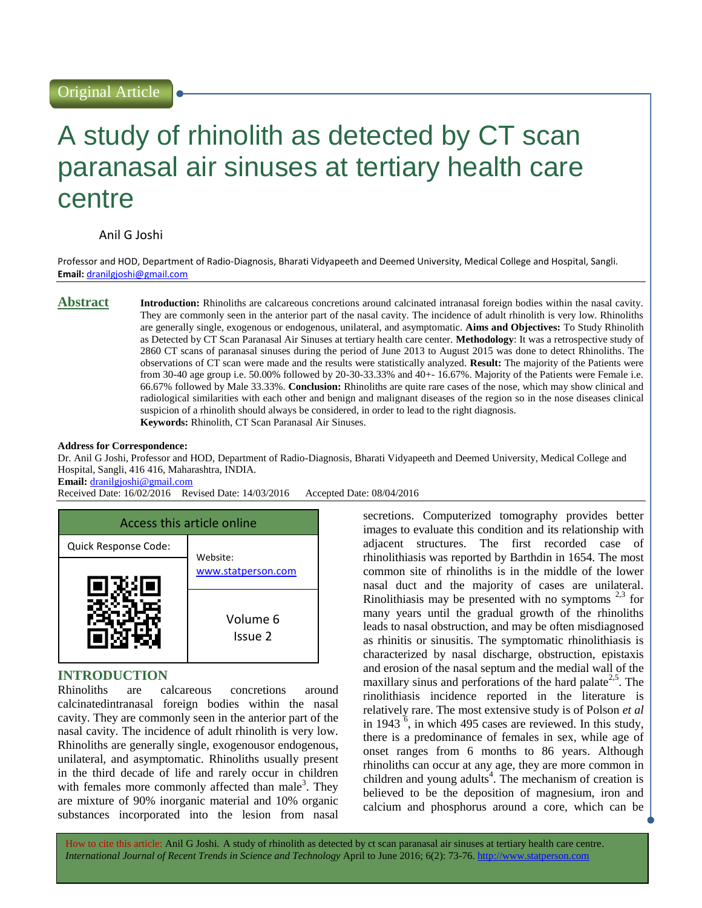Original Article

# A study of rhinolith as detected by CT scan paranasal air sinuses at tertiary health care centre

Anil G Joshi

Professor and HOD, Department of Radio-Diagnosis, Bharati Vidyapeeth and Deemed University, Medical College and Hospital, Sangli.
**Email:** dranilgjoshi@gmail.com

## Abstract

**Introduction:** Rhinoliths are calcareous concretions around calcinated intranasal foreign bodies within the nasal cavity. They are commonly seen in the anterior part of the nasal cavity. The incidence of adult rhinolith is very low. Rhinoliths are generally single, exogenous or endogenous, unilateral, and asymptomatic. **Aims and Objectives:** To Study Rhinolith as Detected by CT Scan Paranasal Air Sinuses at tertiary health care center. **Methodology**: It was a retrospective study of 2860 CT scans of paranasal sinuses during the period of June 2013 to August 2015 was done to detect Rhinoliths. The observations of CT scan were made and the results were statistically analyzed. **Result:** The majority of the Patients were from 30-40 age group i.e. 50.00% followed by 20-30-33.33% and 40+- 16.67%. Majority of the Patients were Female i.e. 66.67% followed by Male 33.33%. **Conclusion:** Rhinoliths are quite rare cases of the nose, which may show clinical and radiological similarities with each other and benign and malignant diseases of the region so in the nose diseases clinical suspicion of a rhinolith should always be considered, in order to lead to the right diagnosis.

**Keywords:** Rhinolith, CT Scan Paranasal Air Sinuses.

**Address for Correspondence:**
Dr. Anil G Joshi, Professor and HOD, Department of Radio-Diagnosis, Bharati Vidyapeeth and Deemed University, Medical College and Hospital, Sangli, 416 416, Maharashtra, INDIA.
**Email:** dranilgjoshi@gmail.com
Received Date: 16/02/2016 Revised Date: 14/03/2016 Accepted Date: 08/04/2016

| Access this article online | |
|---|---|
| Quick Response Code: | Website: www.statperson.com |
| | Volume 6 Issue 2 |

## INTRODUCTION

Rhinoliths are calcareous concretions around calcinatedintranasal foreign bodies within the nasal cavity. They are commonly seen in the anterior part of the nasal cavity. The incidence of adult rhinolith is very low. Rhinoliths are generally single, exogenousor endogenous, unilateral, and asymptomatic. Rhinoliths usually present in the third decade of life and rarely occur in children with females more commonly affected than male[3]. They are mixture of 90% inorganic material and 10% organic substances incorporated into the lesion from nasal secretions. Computerized tomography provides better images to evaluate this condition and its relationship with adjacent structures. The first recorded case of rhinolithiasis was reported by Barthdin in 1654. The most common site of rhinoliths is in the middle of the lower nasal duct and the majority of cases are unilateral. Rinolithiasis may be presented with no symptoms [2,3] for many years until the gradual growth of the rhinoliths leads to nasal obstruction, and may be often misdiagnosed as rhinitis or sinusitis. The symptomatic rhinolithiasis is characterized by nasal discharge, obstruction, epistaxis and erosion of the nasal septum and the medial wall of the maxillary sinus and perforations of the hard palate[2,5]. The rinolithiasis incidence reported in the literature is relatively rare. The most extensive study is of Polson *et al* in 1943 [6], in which 495 cases are reviewed. In this study, there is a predominance of females in sex, while age of onset ranges from 6 months to 86 years. Although rhinoliths can occur at any age, they are more common in children and young adults[4]. The mechanism of creation is believed to be the deposition of magnesium, iron and calcium and phosphorus around a core, which can be

How to cite this article: Anil G Joshi. A study of rhinolith as detected by ct scan paranasal air sinuses at tertiary health care centre. *International Journal of Recent Trends in Science and Technology* April to June 2016; 6(2): 73-76. http://www.statperson.com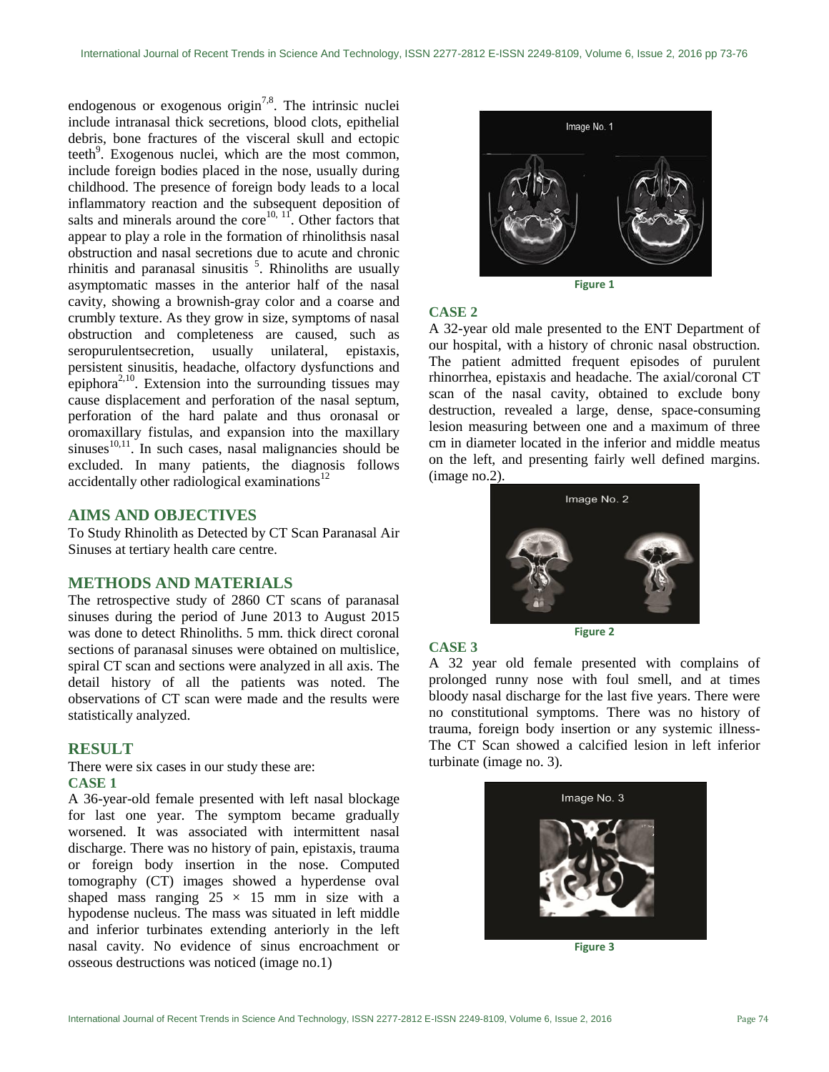endogenous or exogenous origin[7,8]. The intrinsic nuclei include intranasal thick secretions, blood clots, epithelial debris, bone fractures of the visceral skull and ectopic teeth[9]. Exogenous nuclei, which are the most common, include foreign bodies placed in the nose, usually during childhood. The presence of foreign body leads to a local inflammatory reaction and the subsequent deposition of salts and minerals around the core[10, 11]. Other factors that appear to play a role in the formation of rhinolithsis nasal obstruction and nasal secretions due to acute and chronic rhinitis and paranasal sinusitis [5]. Rhinoliths are usually asymptomatic masses in the anterior half of the nasal cavity, showing a brownish-gray color and a coarse and crumbly texture. As they grow in size, symptoms of nasal obstruction and completeness are caused, such as seropurulentsecretion, usually unilateral, epistaxis, persistent sinusitis, headache, olfactory dysfunctions and epiphora[2,10]. Extension into the surrounding tissues may cause displacement and perforation of the nasal septum, perforation of the hard palate and thus oronasal or oromaxillary fistulas, and expansion into the maxillary sinuses[10,11]. In such cases, nasal malignancies should be excluded. In many patients, the diagnosis follows accidentally other radiological examinations[12]

## AIMS AND OBJECTIVES

To Study Rhinolith as Detected by CT Scan Paranasal Air Sinuses at tertiary health care centre.

## METHODS AND MATERIALS

The retrospective study of 2860 CT scans of paranasal sinuses during the period of June 2013 to August 2015 was done to detect Rhinoliths. 5 mm. thick direct coronal sections of paranasal sinuses were obtained on multislice, spiral CT scan and sections were analyzed in all axis. The detail history of all the patients was noted. The observations of CT scan were made and the results were statistically analyzed.

## RESULT

There were six cases in our study these are:

### CASE 1

A 36-year-old female presented with left nasal blockage for last one year. The symptom became gradually worsened. It was associated with intermittent nasal discharge. There was no history of pain, epistaxis, trauma or foreign body insertion in the nose. Computed tomography (CT) images showed a hyperdense oval shaped mass ranging 25 × 15 mm in size with a hypodense nucleus. The mass was situated in left middle and inferior turbinates extending anteriorly in the left nasal cavity. No evidence of sinus encroachment or osseous destructions was noticed (image no.1)

Image No. 1

Figure 1

### CASE 2

A 32-year old male presented to the ENT Department of our hospital, with a history of chronic nasal obstruction. The patient admitted frequent episodes of purulent rhinorrhea, epistaxis and headache. The axial/coronal CT scan of the nasal cavity, obtained to exclude bony destruction, revealed a large, dense, space-consuming lesion measuring between one and a maximum of three cm in diameter located in the inferior and middle meatus on the left, and presenting fairly well defined margins. (image no.2).

Image No. 2

Figure 2

### CASE 3

A 32 year old female presented with complains of prolonged runny nose with foul smell, and at times bloody nasal discharge for the last five years. There were no constitutional symptoms. There was no history of trauma, foreign body insertion or any systemic illness- The CT Scan showed a calcified lesion in left inferior turbinate (image no. 3).

Image No. 3

Figure 3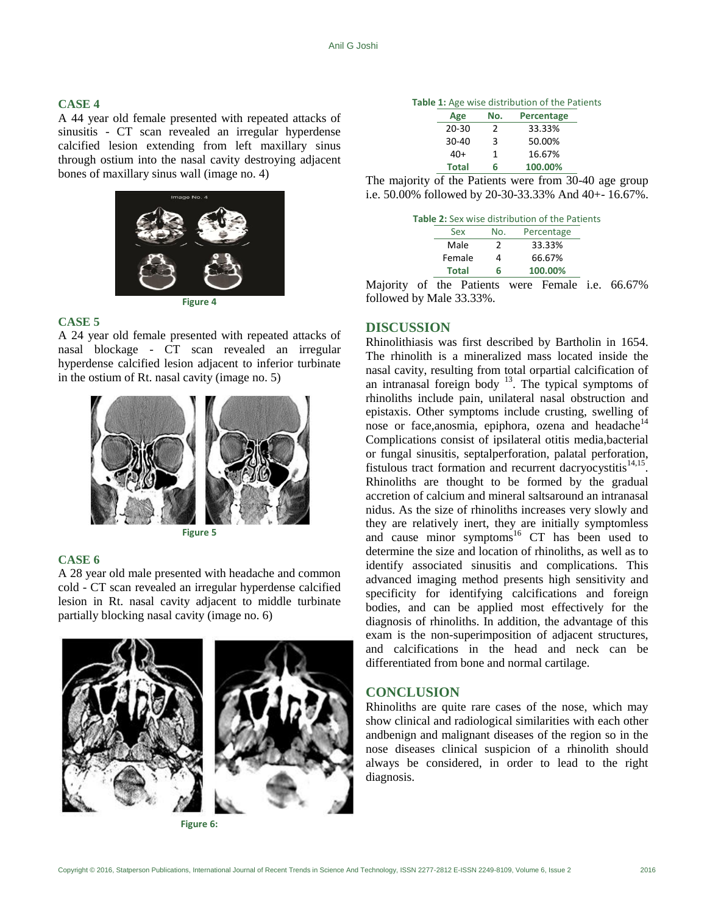### CASE 4

A 44 year old female presented with repeated attacks of sinusitis - CT scan revealed an irregular hyperdense calcified lesion extending from left maxillary sinus through ostium into the nasal cavity destroying adjacent bones of maxillary sinus wall (image no. 4)

Figure 4

### CASE 5

A 24 year old female presented with repeated attacks of nasal blockage - CT scan revealed an irregular hyperdense calcified lesion adjacent to inferior turbinate in the ostium of Rt. nasal cavity (image no. 5)

Figure 5

### CASE 6

A 28 year old male presented with headache and common cold - CT scan revealed an irregular hyperdense calcified lesion in Rt. nasal cavity adjacent to middle turbinate partially blocking nasal cavity (image no. 6)

Figure 6:

**Table 1:** Age wise distribution of the Patients

| Age | No. | Percentage |
|---|---|---|
| 20-30 | 2 | 33.33% |
| 30-40 | 3 | 50.00% |
| 40+ | 1 | 16.67% |
| **Total** | **6** | **100.00%** |

The majority of the Patients were from 30-40 age group i.e. 50.00% followed by 20-30-33.33% And 40+- 16.67%.

**Table 2:** Sex wise distribution of the Patients

| Sex | No. | Percentage |
|---|---|---|
| Male | 2 | 33.33% |
| Female | 4 | 66.67% |
| **Total** | **6** | **100.00%** |

Majority of the Patients were Female i.e. 66.67% followed by Male 33.33%.

## DISCUSSION

Rhinolithiasis was first described by Bartholin in 1654. The rhinolith is a mineralized mass located inside the nasal cavity, resulting from total orpartial calcification of an intranasal foreign body [13]. The typical symptoms of rhinoliths include pain, unilateral nasal obstruction and epistaxis. Other symptoms include crusting, swelling of nose or face,anosmia, epiphora, ozena and headache[14] Complications consist of ipsilateral otitis media,bacterial or fungal sinusitis, septalperforation, palatal perforation, fistulous tract formation and recurrent dacryocystitis[14,15]. Rhinoliths are thought to be formed by the gradual accretion of calcium and mineral saltsaround an intranasal nidus. As the size of rhinoliths increases very slowly and they are relatively inert, they are initially symptomless and cause minor symptoms[16] CT has been used to determine the size and location of rhinoliths, as well as to identify associated sinusitis and complications. This advanced imaging method presents high sensitivity and specificity for identifying calcifications and foreign bodies, and can be applied most effectively for the diagnosis of rhinoliths. In addition, the advantage of this exam is the non-superimposition of adjacent structures, and calcifications in the head and neck can be differentiated from bone and normal cartilage.

## CONCLUSION

Rhinoliths are quite rare cases of the nose, which may show clinical and radiological similarities with each other andbenign and malignant diseases of the region so in the nose diseases clinical suspicion of a rhinolith should always be considered, in order to lead to the right diagnosis.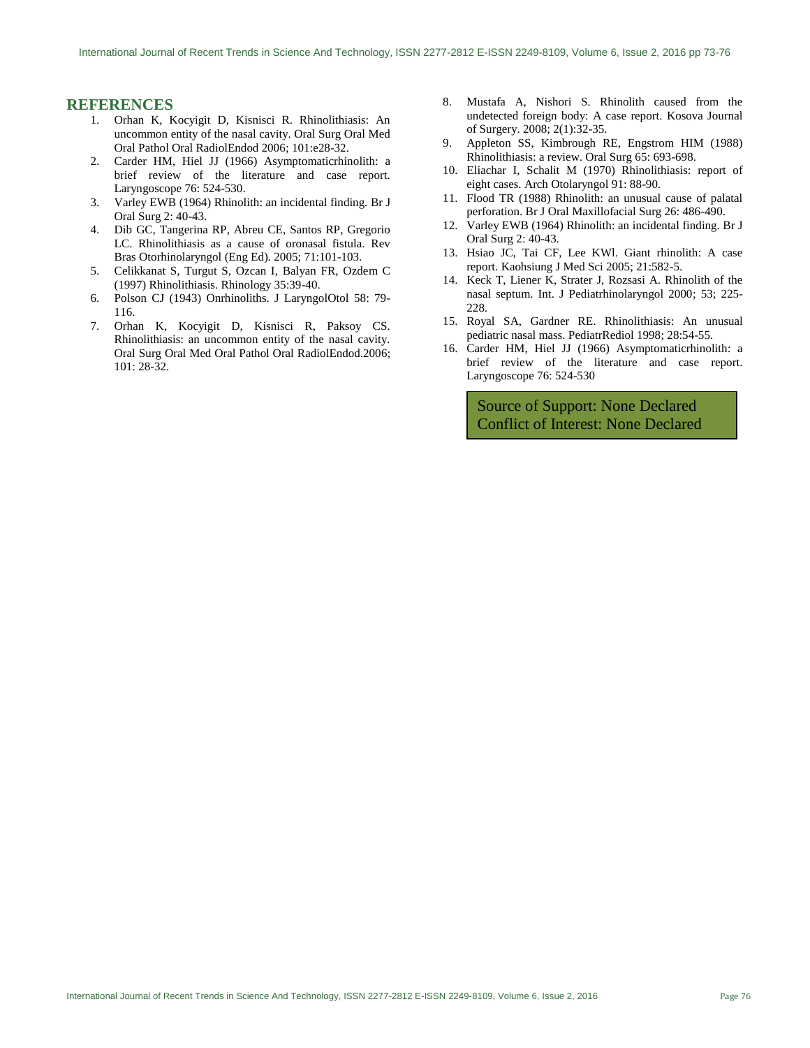## REFERENCES

1. Orhan K, Kocyigit D, Kisnisci R. Rhinolithiasis: An uncommon entity of the nasal cavity. Oral Surg Oral Med Oral Pathol Oral RadiolEndod 2006; 101:e28-32.
2. Carder HM, Hiel JJ (1966) Asymptomaticrhinolith: a brief review of the literature and case report. Laryngoscope 76: 524-530.
3. Varley EWB (1964) Rhinolith: an incidental finding. Br J Oral Surg 2: 40-43.
4. Dib GC, Tangerina RP, Abreu CE, Santos RP, Gregorio LC. Rhinolithiasis as a cause of oronasal fistula. Rev Bras Otorhinolaryngol (Eng Ed). 2005; 71:101-103.
5. Celikkanat S, Turgut S, Ozcan I, Balyan FR, Ozdem C (1997) Rhinolithiasis. Rhinology 35:39-40.
6. Polson CJ (1943) Onrhinoliths. J LaryngolOtol 58: 79-116.
7. Orhan K, Kocyigit D, Kisnisci R, Paksoy CS. Rhinolithiasis: an uncommon entity of the nasal cavity. Oral Surg Oral Med Oral Pathol Oral RadiolEndod.2006; 101: 28-32.
8. Mustafa A, Nishori S. Rhinolith caused from the undetected foreign body: A case report. Kosova Journal of Surgery. 2008; 2(1):32-35.
9. Appleton SS, Kimbrough RE, Engstrom HIM (1988) Rhinolithiasis: a review. Oral Surg 65: 693-698.
10. Eliachar I, Schalit M (1970) Rhinolithiasis: report of eight cases. Arch Otolaryngol 91: 88-90.
11. Flood TR (1988) Rhinolith: an unusual cause of palatal perforation. Br J Oral Maxillofacial Surg 26: 486-490.
12. Varley EWB (1964) Rhinolith: an incidental finding. Br J Oral Surg 2: 40-43.
13. Hsiao JC, Tai CF, Lee KWl. Giant rhinolith: A case report. Kaohsiung J Med Sci 2005; 21:582-5.
14. Keck T, Liener K, Strater J, Rozsasi A. Rhinolith of the nasal septum. Int. J Pediatrhinolaryngol 2000; 53; 225-228.
15. Royal SA, Gardner RE. Rhinolithiasis: An unusual pediatric nasal mass. PediatrRediol 1998; 28:54-55.
16. Carder HM, Hiel JJ (1966) Asymptomaticrhinolith: a brief review of the literature and case report. Laryngoscope 76: 524-530

Source of Support: None Declared
Conflict of Interest: None Declared